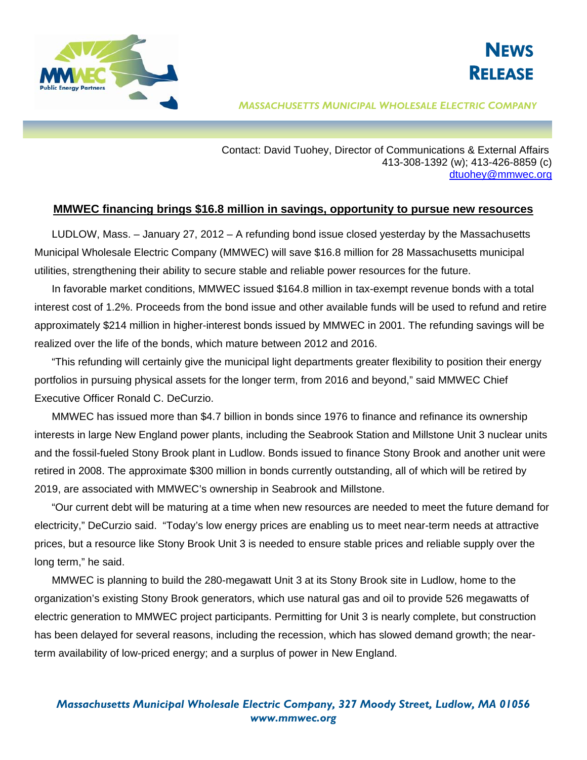MMWEC Public Energy Partners

# NEWS RELEASE

*MASSACHUSETTS MUNICIPAL WHOLESALE ELECTRIC COMPANY*

Contact: David Tuohey, Director of Communications & External Affairs
413-308-1392 (w); 413-426-8859 (c)
dtuohey@mmwec.org

## MMWEC financing brings $16.8 million in savings, opportunity to pursue new resources

LUDLOW, Mass. – January 27, 2012 – A refunding bond issue closed yesterday by the Massachusetts Municipal Wholesale Electric Company (MMWEC) will save $16.8 million for 28 Massachusetts municipal utilities, strengthening their ability to secure stable and reliable power resources for the future.

In favorable market conditions, MMWEC issued $164.8 million in tax-exempt revenue bonds with a total interest cost of 1.2%. Proceeds from the bond issue and other available funds will be used to refund and retire approximately $214 million in higher-interest bonds issued by MMWEC in 2001. The refunding savings will be realized over the life of the bonds, which mature between 2012 and 2016.

"This refunding will certainly give the municipal light departments greater flexibility to position their energy portfolios in pursuing physical assets for the longer term, from 2016 and beyond," said MMWEC Chief Executive Officer Ronald C. DeCurzio.

MMWEC has issued more than $4.7 billion in bonds since 1976 to finance and refinance its ownership interests in large New England power plants, including the Seabrook Station and Millstone Unit 3 nuclear units and the fossil-fueled Stony Brook plant in Ludlow. Bonds issued to finance Stony Brook and another unit were retired in 2008. The approximate $300 million in bonds currently outstanding, all of which will be retired by 2019, are associated with MMWEC's ownership in Seabrook and Millstone.

"Our current debt will be maturing at a time when new resources are needed to meet the future demand for electricity," DeCurzio said. "Today's low energy prices are enabling us to meet near-term needs at attractive prices, but a resource like Stony Brook Unit 3 is needed to ensure stable prices and reliable supply over the long term," he said.

MMWEC is planning to build the 280-megawatt Unit 3 at its Stony Brook site in Ludlow, home to the organization's existing Stony Brook generators, which use natural gas and oil to provide 526 megawatts of electric generation to MMWEC project participants. Permitting for Unit 3 is nearly complete, but construction has been delayed for several reasons, including the recession, which has slowed demand growth; the near-term availability of low-priced energy; and a surplus of power in New England.

*Massachusetts Municipal Wholesale Electric Company, 327 Moody Street, Ludlow, MA 01056*
*www.mmwec.org*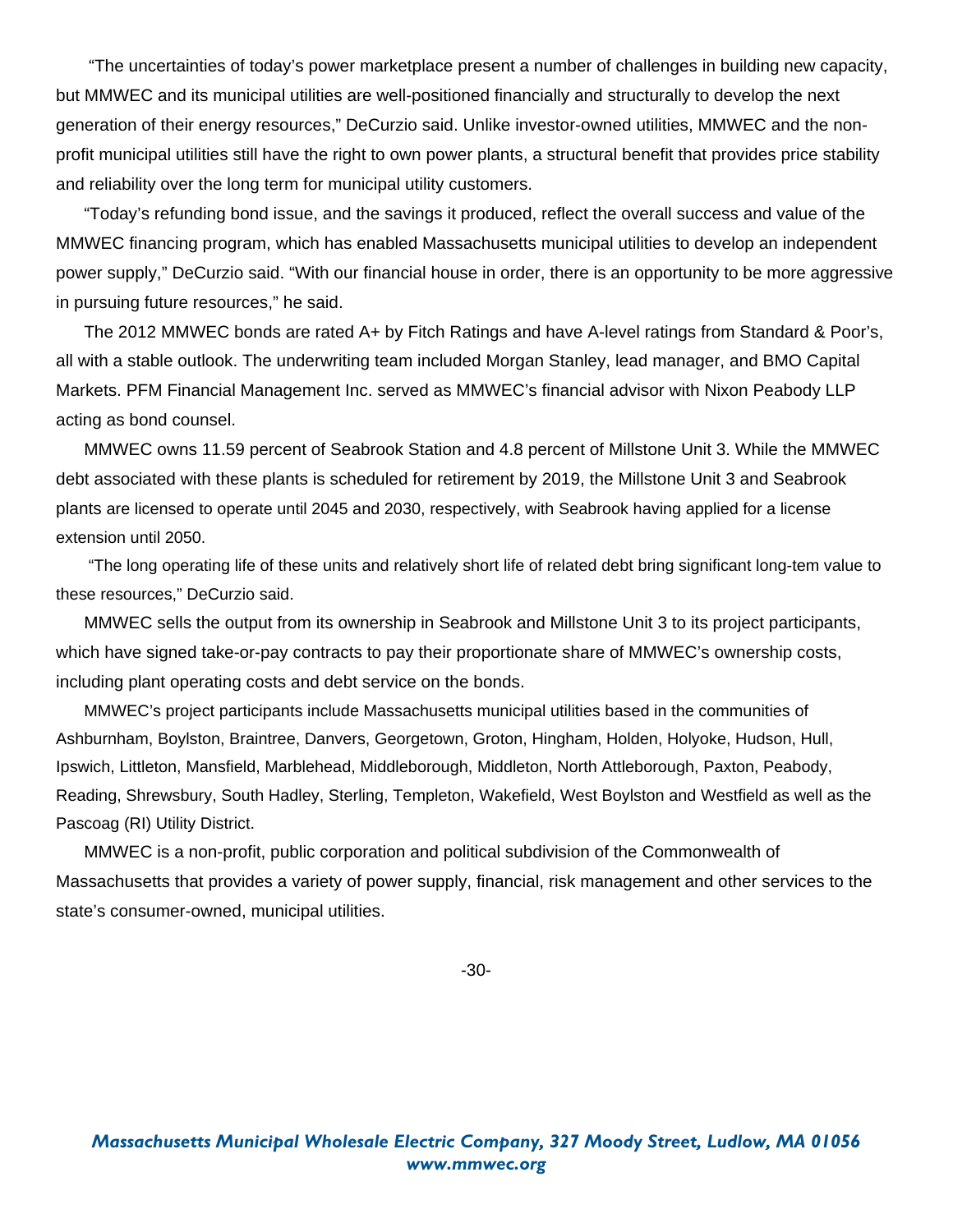"The uncertainties of today's power marketplace present a number of challenges in building new capacity, but MMWEC and its municipal utilities are well-positioned financially and structurally to develop the next generation of their energy resources," DeCurzio said. Unlike investor-owned utilities, MMWEC and the non-profit municipal utilities still have the right to own power plants, a structural benefit that provides price stability and reliability over the long term for municipal utility customers.

"Today's refunding bond issue, and the savings it produced, reflect the overall success and value of the MMWEC financing program, which has enabled Massachusetts municipal utilities to develop an independent power supply," DeCurzio said. "With our financial house in order, there is an opportunity to be more aggressive in pursuing future resources," he said.

The 2012 MMWEC bonds are rated A+ by Fitch Ratings and have A-level ratings from Standard & Poor's, all with a stable outlook. The underwriting team included Morgan Stanley, lead manager, and BMO Capital Markets. PFM Financial Management Inc. served as MMWEC's financial advisor with Nixon Peabody LLP acting as bond counsel.

MMWEC owns 11.59 percent of Seabrook Station and 4.8 percent of Millstone Unit 3. While the MMWEC debt associated with these plants is scheduled for retirement by 2019, the Millstone Unit 3 and Seabrook plants are licensed to operate until 2045 and 2030, respectively, with Seabrook having applied for a license extension until 2050.

"The long operating life of these units and relatively short life of related debt bring significant long-tem value to these resources," DeCurzio said.

MMWEC sells the output from its ownership in Seabrook and Millstone Unit 3 to its project participants, which have signed take-or-pay contracts to pay their proportionate share of MMWEC's ownership costs, including plant operating costs and debt service on the bonds.

MMWEC's project participants include Massachusetts municipal utilities based in the communities of Ashburnham, Boylston, Braintree, Danvers, Georgetown, Groton, Hingham, Holden, Holyoke, Hudson, Hull, Ipswich, Littleton, Mansfield, Marblehead, Middleborough, Middleton, North Attleborough, Paxton, Peabody, Reading, Shrewsbury, South Hadley, Sterling, Templeton, Wakefield, West Boylston and Westfield as well as the Pascoag (RI) Utility District.

MMWEC is a non-profit, public corporation and political subdivision of the Commonwealth of Massachusetts that provides a variety of power supply, financial, risk management and other services to the state's consumer-owned, municipal utilities.

-30-

*Massachusetts Municipal Wholesale Electric Company, 327 Moody Street, Ludlow, MA 01056*
*www.mmwec.org*